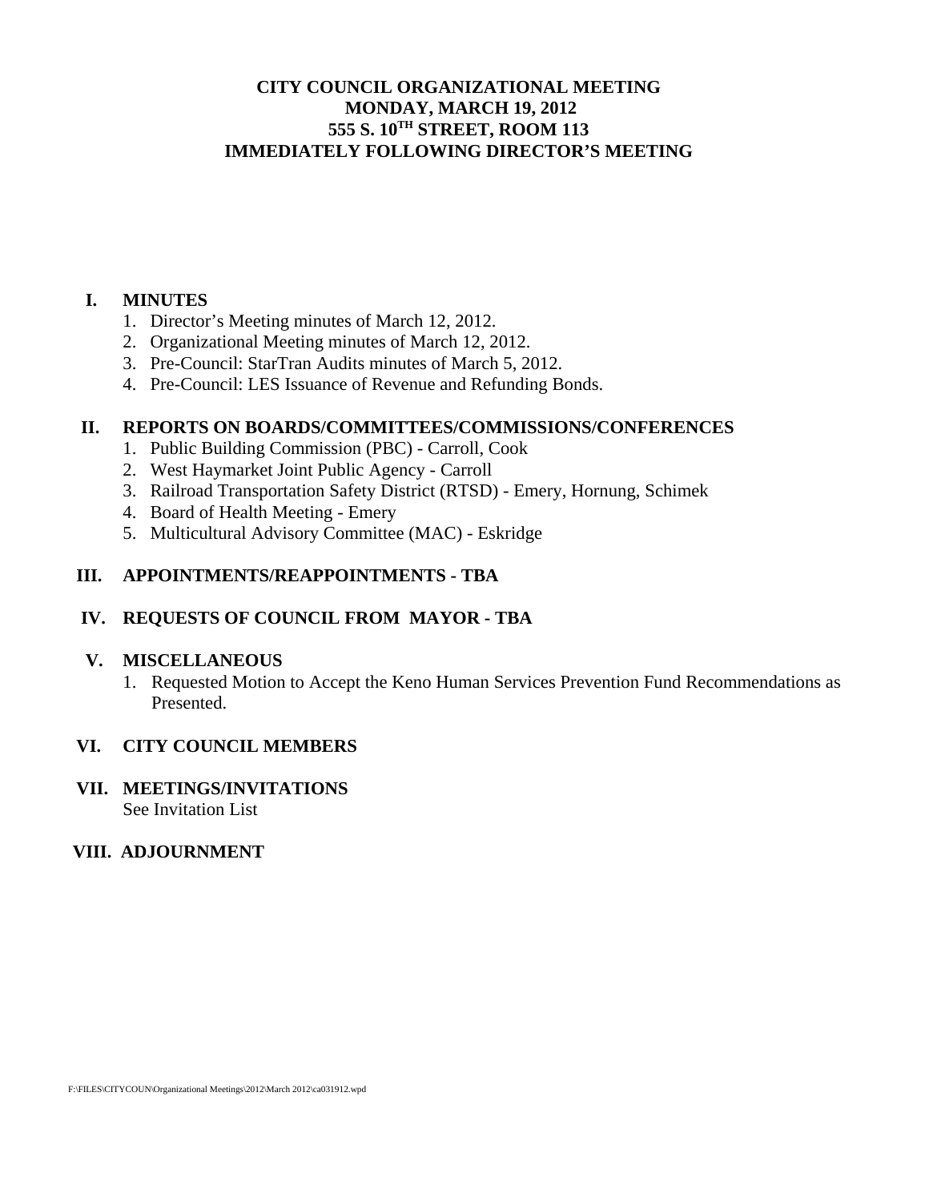# CITY COUNCIL ORGANIZATIONAL MEETING
## MONDAY, MARCH 19, 2012
## 555 S. 10TH STREET, ROOM 113
## IMMEDIATELY FOLLOWING DIRECTOR'S MEETING

### I. MINUTES

1. Director's Meeting minutes of March 12, 2012.
2. Organizational Meeting minutes of March 12, 2012.
3. Pre-Council: StarTran Audits minutes of March 5, 2012.
4. Pre-Council: LES Issuance of Revenue and Refunding Bonds.

### II. REPORTS ON BOARDS/COMMITTEES/COMMISSIONS/CONFERENCES

1. Public Building Commission (PBC) - Carroll, Cook
2. West Haymarket Joint Public Agency - Carroll
3. Railroad Transportation Safety District (RTSD) - Emery, Hornung, Schimek
4. Board of Health Meeting - Emery
5. Multicultural Advisory Committee (MAC) - Eskridge

### III. APPOINTMENTS/REAPPOINTMENTS - TBA

### IV. REQUESTS OF COUNCIL FROM MAYOR - TBA

### V. MISCELLANEOUS

1. Requested Motion to Accept the Keno Human Services Prevention Fund Recommendations as Presented.

### VI. CITY COUNCIL MEMBERS

### VII. MEETINGS/INVITATIONS

See Invitation List

### VIII. ADJOURNMENT

F:\FILES\CITYCOUN\Organizational Meetings\2012\March 2012\ca031912.wpd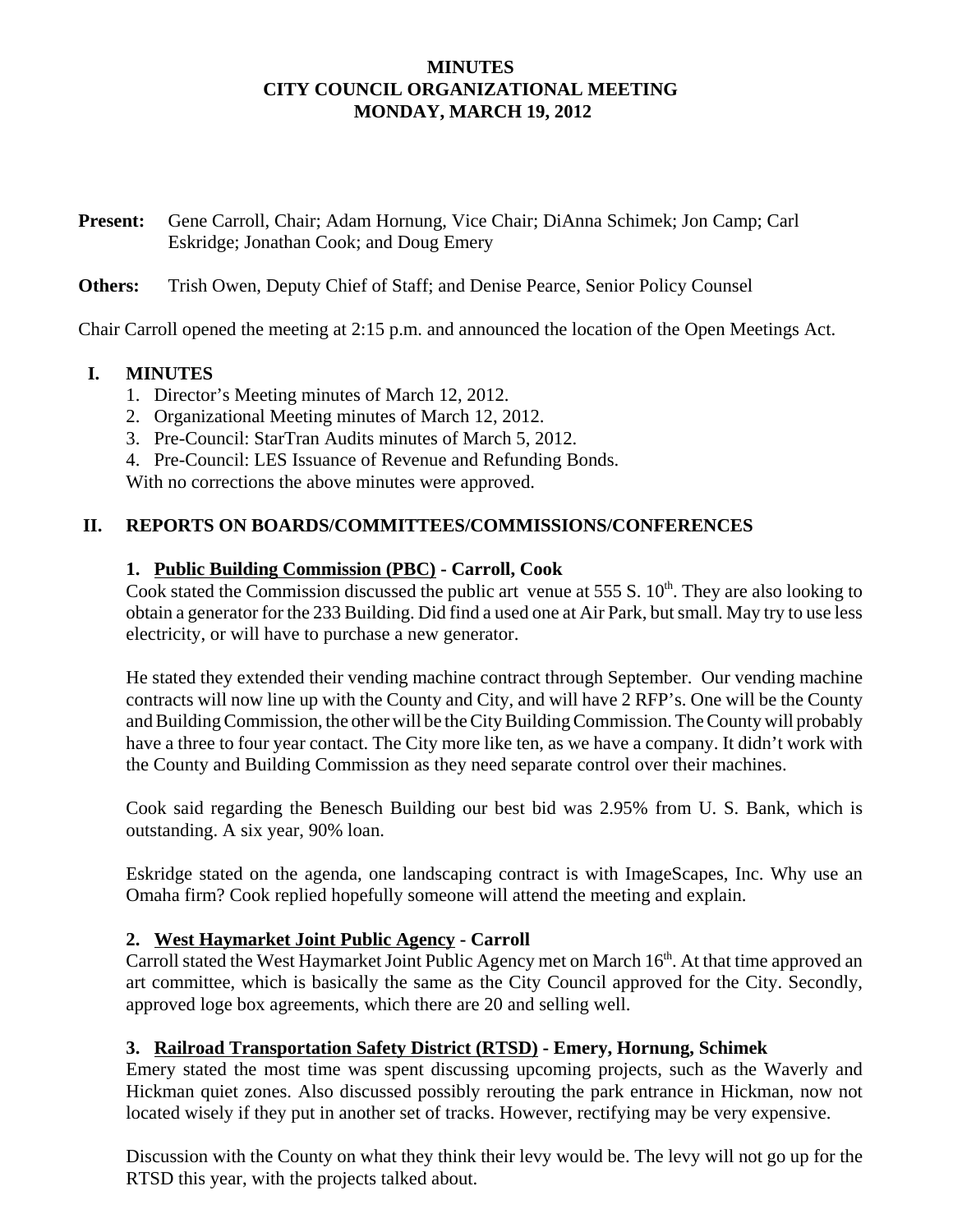# MINUTES
# CITY COUNCIL ORGANIZATIONAL MEETING
# MONDAY, MARCH 19, 2012

**Present:** Gene Carroll, Chair; Adam Hornung, Vice Chair; DiAnna Schimek; Jon Camp; Carl Eskridge; Jonathan Cook; and Doug Emery

**Others:** Trish Owen, Deputy Chief of Staff; and Denise Pearce, Senior Policy Counsel

Chair Carroll opened the meeting at 2:15 p.m. and announced the location of the Open Meetings Act.

## I. MINUTES

1. Director's Meeting minutes of March 12, 2012.
2. Organizational Meeting minutes of March 12, 2012.
3. Pre-Council: StarTran Audits minutes of March 5, 2012.
4. Pre-Council: LES Issuance of Revenue and Refunding Bonds.

With no corrections the above minutes were approved.

## II. REPORTS ON BOARDS/COMMITTEES/COMMISSIONS/CONFERENCES

### 1. Public Building Commission (PBC) - Carroll, Cook

Cook stated the Commission discussed the public art venue at 555 S. 10th. They are also looking to obtain a generator for the 233 Building. Did find a used one at Air Park, but small. May try to use less electricity, or will have to purchase a new generator.

He stated they extended their vending machine contract through September. Our vending machine contracts will now line up with the County and City, and will have 2 RFP's. One will be the County and Building Commission, the other will be the City Building Commission. The County will probably have a three to four year contact. The City more like ten, as we have a company. It didn't work with the County and Building Commission as they need separate control over their machines.

Cook said regarding the Benesch Building our best bid was 2.95% from U. S. Bank, which is outstanding. A six year, 90% loan.

Eskridge stated on the agenda, one landscaping contract is with ImageScapes, Inc. Why use an Omaha firm? Cook replied hopefully someone will attend the meeting and explain.

### 2. West Haymarket Joint Public Agency - Carroll

Carroll stated the West Haymarket Joint Public Agency met on March 16th. At that time approved an art committee, which is basically the same as the City Council approved for the City. Secondly, approved loge box agreements, which there are 20 and selling well.

### 3. Railroad Transportation Safety District (RTSD) - Emery, Hornung, Schimek

Emery stated the most time was spent discussing upcoming projects, such as the Waverly and Hickman quiet zones. Also discussed possibly rerouting the park entrance in Hickman, now not located wisely if they put in another set of tracks. However, rectifying may be very expensive.

Discussion with the County on what they think their levy would be. The levy will not go up for the RTSD this year, with the projects talked about.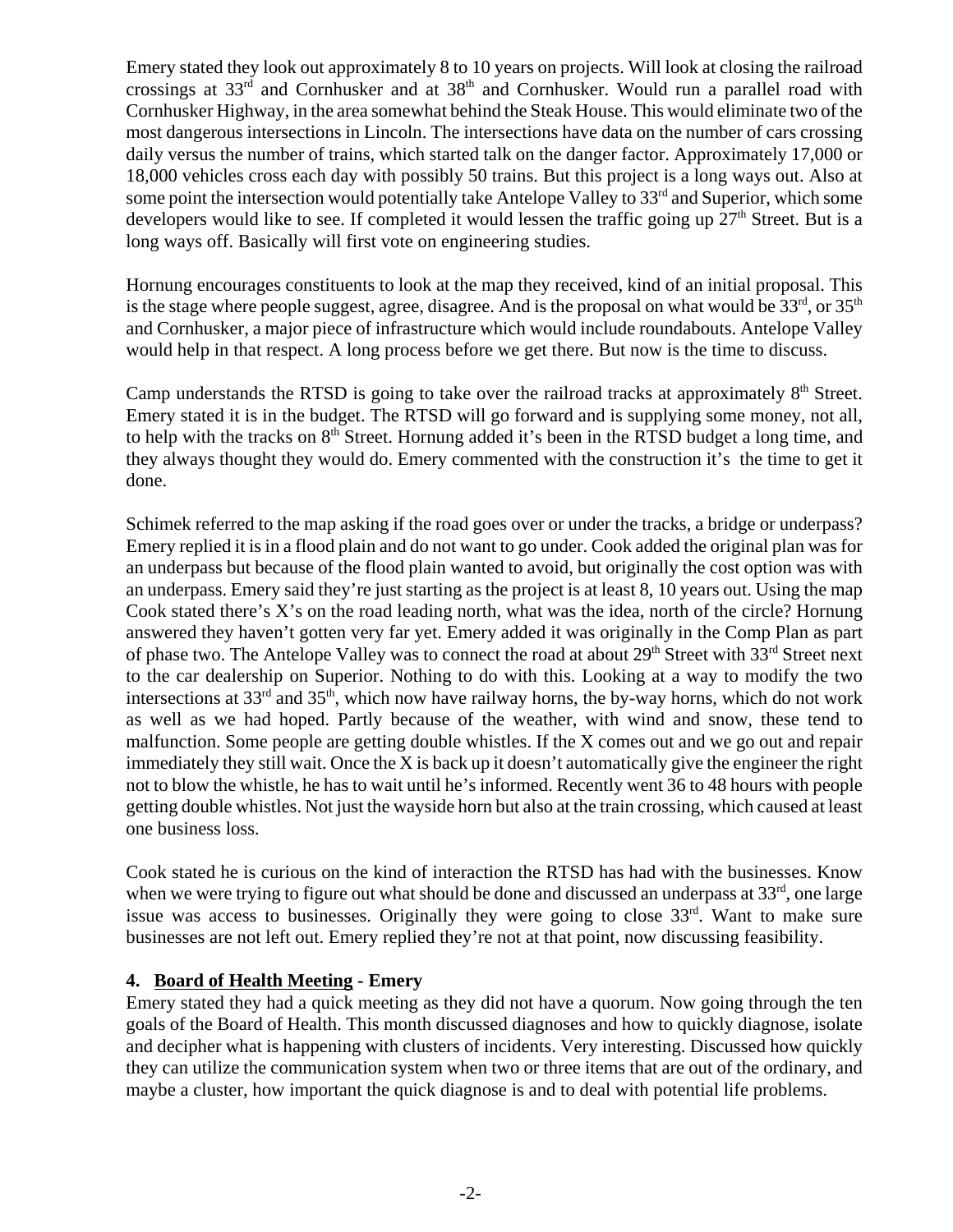Emery stated they look out approximately 8 to 10 years on projects. Will look at closing the railroad crossings at 33rd and Cornhusker and at 38th and Cornhusker. Would run a parallel road with Cornhusker Highway, in the area somewhat behind the Steak House. This would eliminate two of the most dangerous intersections in Lincoln. The intersections have data on the number of cars crossing daily versus the number of trains, which started talk on the danger factor. Approximately 17,000 or 18,000 vehicles cross each day with possibly 50 trains. But this project is a long ways out. Also at some point the intersection would potentially take Antelope Valley to 33rd and Superior, which some developers would like to see. If completed it would lessen the traffic going up 27th Street. But is a long ways off. Basically will first vote on engineering studies.

Hornung encourages constituents to look at the map they received, kind of an initial proposal. This is the stage where people suggest, agree, disagree. And is the proposal on what would be 33rd, or 35th and Cornhusker, a major piece of infrastructure which would include roundabouts. Antelope Valley would help in that respect. A long process before we get there. But now is the time to discuss.

Camp understands the RTSD is going to take over the railroad tracks at approximately 8th Street. Emery stated it is in the budget. The RTSD will go forward and is supplying some money, not all, to help with the tracks on 8th Street. Hornung added it's been in the RTSD budget a long time, and they always thought they would do. Emery commented with the construction it's the time to get it done.

Schimek referred to the map asking if the road goes over or under the tracks, a bridge or underpass? Emery replied it is in a flood plain and do not want to go under. Cook added the original plan was for an underpass but because of the flood plain wanted to avoid, but originally the cost option was with an underpass. Emery said they're just starting as the project is at least 8, 10 years out. Using the map Cook stated there's X's on the road leading north, what was the idea, north of the circle? Hornung answered they haven't gotten very far yet. Emery added it was originally in the Comp Plan as part of phase two. The Antelope Valley was to connect the road at about 29th Street with 33rd Street next to the car dealership on Superior. Nothing to do with this. Looking at a way to modify the two intersections at 33rd and 35th, which now have railway horns, the by-way horns, which do not work as well as we had hoped. Partly because of the weather, with wind and snow, these tend to malfunction. Some people are getting double whistles. If the X comes out and we go out and repair immediately they still wait. Once the X is back up it doesn't automatically give the engineer the right not to blow the whistle, he has to wait until he's informed. Recently went 36 to 48 hours with people getting double whistles. Not just the wayside horn but also at the train crossing, which caused at least one business loss.

Cook stated he is curious on the kind of interaction the RTSD has had with the businesses. Know when we were trying to figure out what should be done and discussed an underpass at 33rd, one large issue was access to businesses. Originally they were going to close 33rd. Want to make sure businesses are not left out. Emery replied they're not at that point, now discussing feasibility.

**4. <u>Board of Health Meeting</u> - Emery**

Emery stated they had a quick meeting as they did not have a quorum. Now going through the ten goals of the Board of Health. This month discussed diagnoses and how to quickly diagnose, isolate and decipher what is happening with clusters of incidents. Very interesting. Discussed how quickly they can utilize the communication system when two or three items that are out of the ordinary, and maybe a cluster, how important the quick diagnose is and to deal with potential life problems.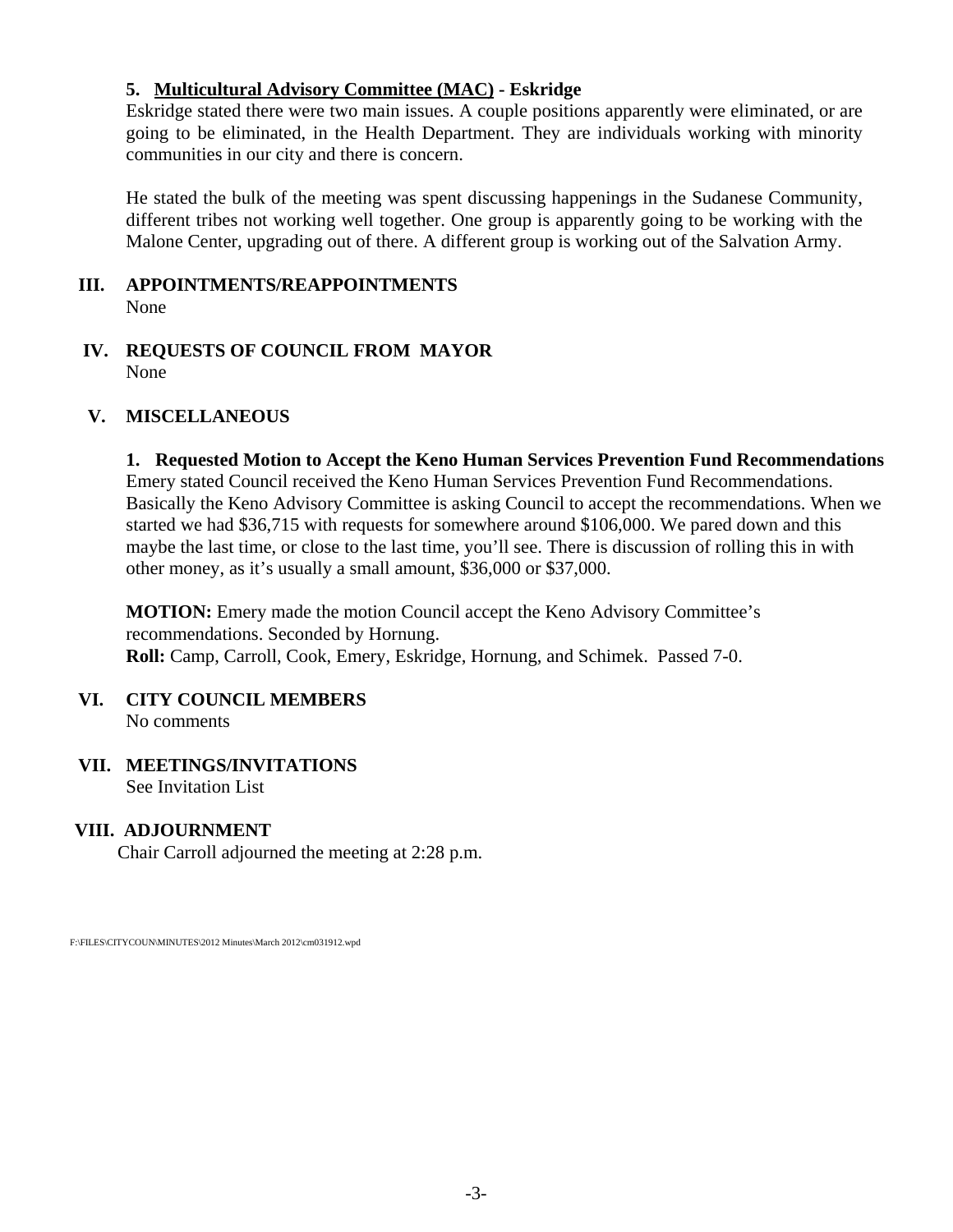**5. Multicultural Advisory Committee (MAC) - Eskridge**

Eskridge stated there were two main issues. A couple positions apparently were eliminated, or are going to be eliminated, in the Health Department. They are individuals working with minority communities in our city and there is concern.

He stated the bulk of the meeting was spent discussing happenings in the Sudanese Community, different tribes not working well together. One group is apparently going to be working with the Malone Center, upgrading out of there. A different group is working out of the Salvation Army.

## III. APPOINTMENTS/REAPPOINTMENTS

None

## IV. REQUESTS OF COUNCIL FROM MAYOR

None

## V. MISCELLANEOUS

**1. Requested Motion to Accept the Keno Human Services Prevention Fund Recommendations**

Emery stated Council received the Keno Human Services Prevention Fund Recommendations. Basically the Keno Advisory Committee is asking Council to accept the recommendations. When we started we had $36,715 with requests for somewhere around $106,000. We pared down and this maybe the last time, or close to the last time, you'll see. There is discussion of rolling this in with other money, as it's usually a small amount, $36,000 or $37,000.

**MOTION:** Emery made the motion Council accept the Keno Advisory Committee's recommendations. Seconded by Hornung.
**Roll:** Camp, Carroll, Cook, Emery, Eskridge, Hornung, and Schimek. Passed 7-0.

## VI. CITY COUNCIL MEMBERS

No comments

## VII. MEETINGS/INVITATIONS

See Invitation List

## VIII. ADJOURNMENT

Chair Carroll adjourned the meeting at 2:28 p.m.

F:\FILES\CITYCOUN\MINUTES\2012 Minutes\March 2012\cm031912.wpd